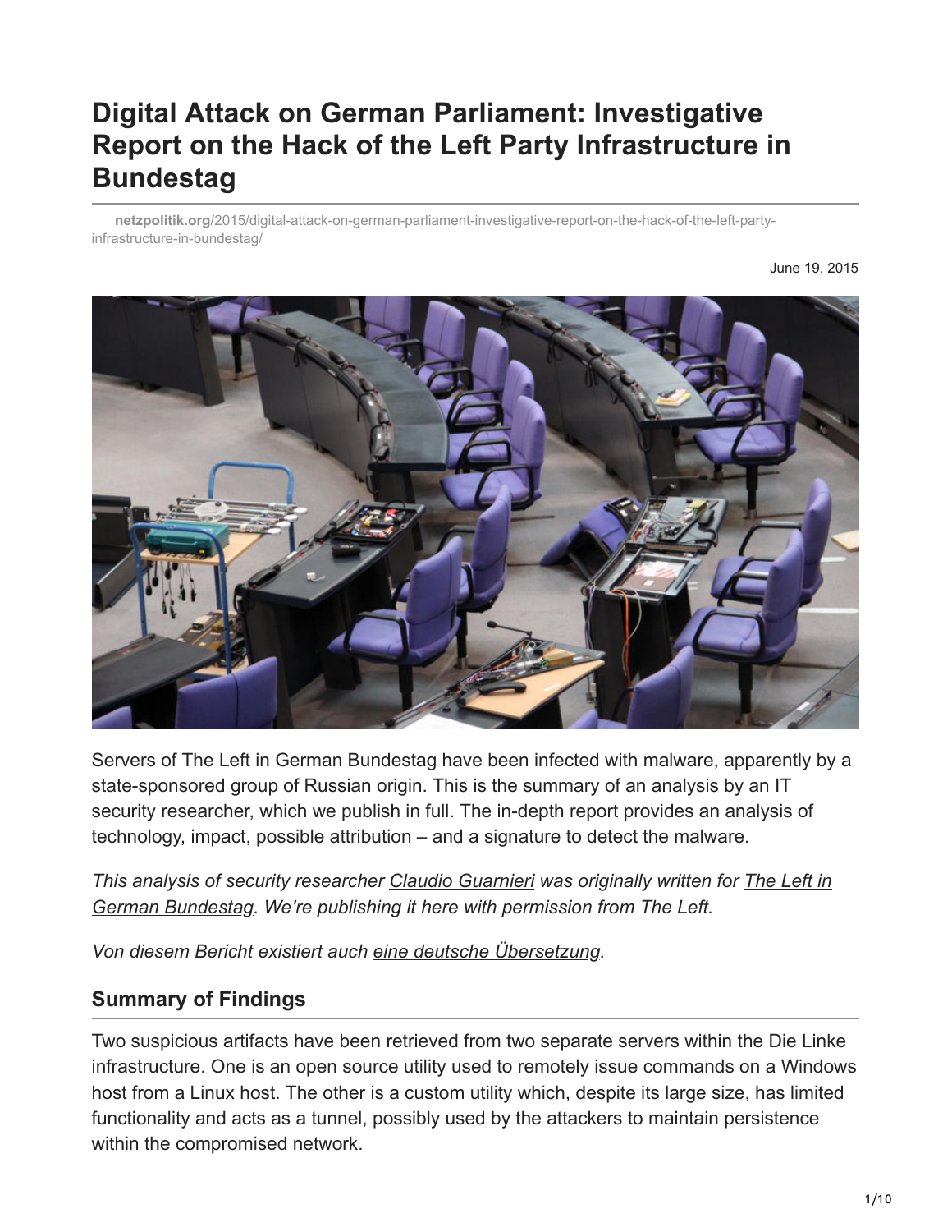# Digital Attack on German Parliament: Investigative Report on the Hack of the Left Party Infrastructure in Bundestag

**netzpolitik.org**/2015/digital-attack-on-german-parliament-investigative-report-on-the-hack-of-the-left-party-infrastructure-in-bundestag/

June 19, 2015

Servers of The Left in German Bundestag have been infected with malware, apparently by a state-sponsored group of Russian origin. This is the summary of an analysis by an IT security researcher, which we publish in full. The in-depth report provides an analysis of technology, impact, possible attribution – and a signature to detect the malware.

*This analysis of security researcher Claudio Guarnieri was originally written for The Left in German Bundestag. We're publishing it here with permission from The Left.*

*Von diesem Bericht existiert auch eine deutsche Übersetzung.*

## Summary of Findings

Two suspicious artifacts have been retrieved from two separate servers within the Die Linke infrastructure. One is an open source utility used to remotely issue commands on a Windows host from a Linux host. The other is a custom utility which, despite its large size, has limited functionality and acts as a tunnel, possibly used by the attackers to maintain persistence within the compromised network.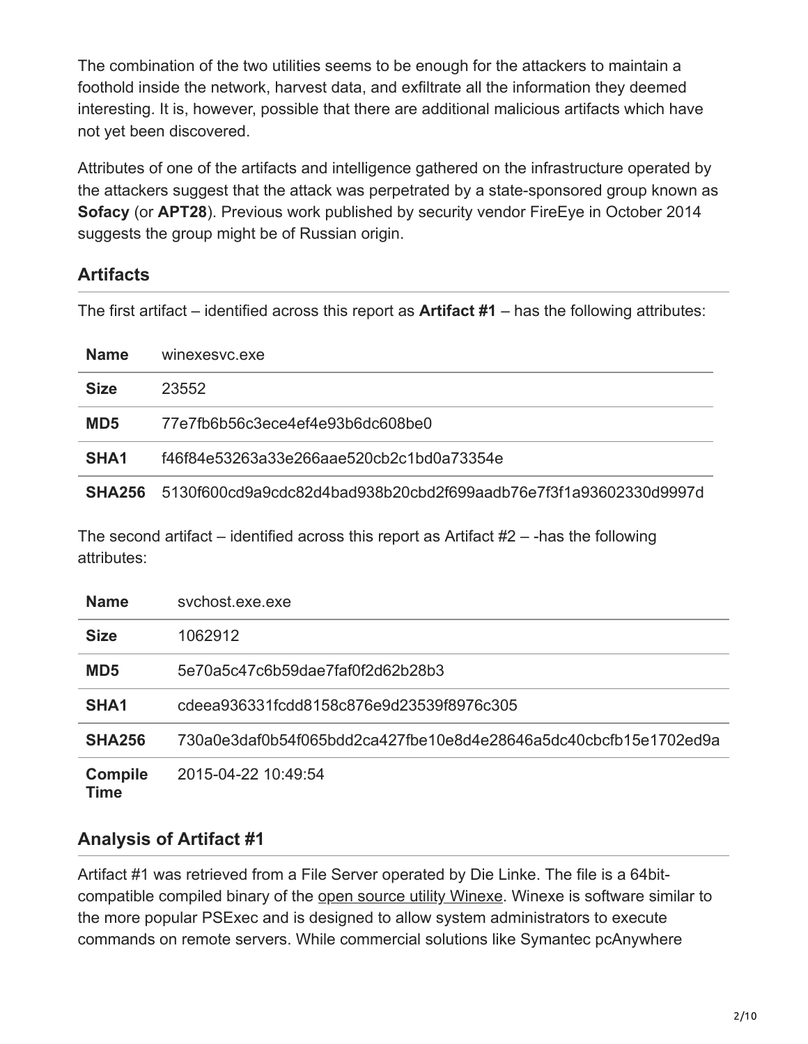The combination of the two utilities seems to be enough for the attackers to maintain a foothold inside the network, harvest data, and exfiltrate all the information they deemed interesting. It is, however, possible that there are additional malicious artifacts which have not yet been discovered.

Attributes of one of the artifacts and intelligence gathered on the infrastructure operated by the attackers suggest that the attack was perpetrated by a state-sponsored group known as **Sofacy** (or **APT28**). Previous work published by security vendor FireEye in October 2014 suggests the group might be of Russian origin.

## Artifacts

The first artifact – identified across this report as **Artifact #1** – has the following attributes:

| | |
|---|---|
| **Name** | winexesvc.exe |
| **Size** | 23552 |
| **MD5** | 77e7fb6b56c3ece4ef4e93b6dc608be0 |
| **SHA1** | f46f84e53263a33e266aae520cb2c1bd0a73354e |
| **SHA256** | 5130f600cd9a9cdc82d4bad938b20cbd2f699aadb76e7f3f1a93602330d9997d |

The second artifact – identified across this report as Artifact #2 – -has the following attributes:

| | |
|---|---|
| **Name** | svchost.exe.exe |
| **Size** | 1062912 |
| **MD5** | 5e70a5c47c6b59dae7faf0f2d62b28b3 |
| **SHA1** | cdeea936331fcdd8158c876e9d23539f8976c305 |
| **SHA256** | 730a0e3daf0b54f065bdd2ca427fbe10e8d4e28646a5dc40cbcfb15e1702ed9a |
| **Compile Time** | 2015-04-22 10:49:54 |

## Analysis of Artifact #1

Artifact #1 was retrieved from a File Server operated by Die Linke. The file is a 64bit-compatible compiled binary of the open source utility Winexe. Winexe is software similar to the more popular PSExec and is designed to allow system administrators to execute commands on remote servers. While commercial solutions like Symantec pcAnywhere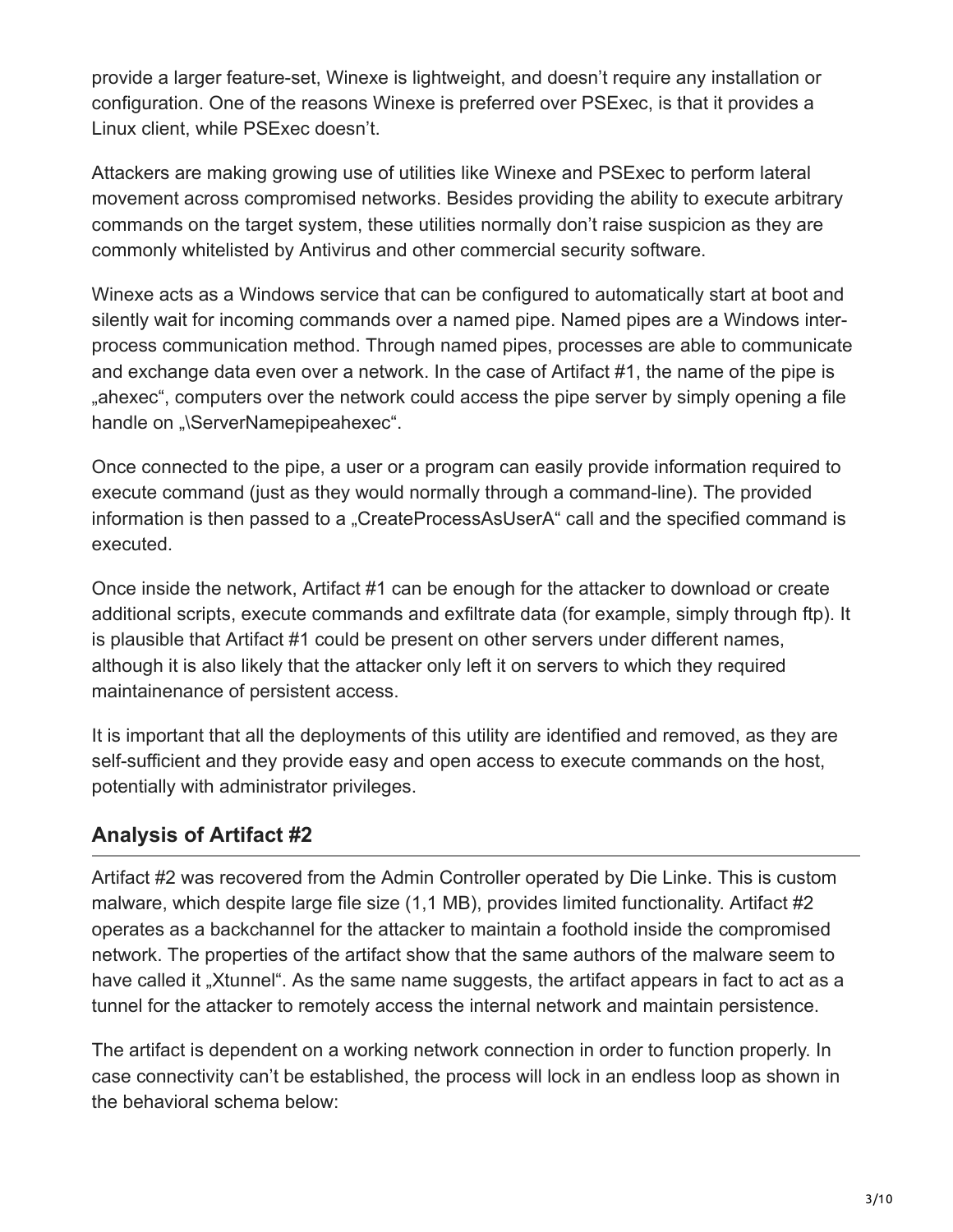provide a larger feature-set, Winexe is lightweight, and doesn't require any installation or configuration. One of the reasons Winexe is preferred over PSExec, is that it provides a Linux client, while PSExec doesn't.

Attackers are making growing use of utilities like Winexe and PSExec to perform lateral movement across compromised networks. Besides providing the ability to execute arbitrary commands on the target system, these utilities normally don't raise suspicion as they are commonly whitelisted by Antivirus and other commercial security software.

Winexe acts as a Windows service that can be configured to automatically start at boot and silently wait for incoming commands over a named pipe. Named pipes are a Windows inter-process communication method. Through named pipes, processes are able to communicate and exchange data even over a network. In the case of Artifact #1, the name of the pipe is „ahexec", computers over the network could access the pipe server by simply opening a file handle on „\ServerNamepipeahexec".

Once connected to the pipe, a user or a program can easily provide information required to execute command (just as they would normally through a command-line). The provided information is then passed to a „CreateProcessAsUserA" call and the specified command is executed.

Once inside the network, Artifact #1 can be enough for the attacker to download or create additional scripts, execute commands and exfiltrate data (for example, simply through ftp). It is plausible that Artifact #1 could be present on other servers under different names, although it is also likely that the attacker only left it on servers to which they required maintainenance of persistent access.

It is important that all the deployments of this utility are identified and removed, as they are self-sufficient and they provide easy and open access to execute commands on the host, potentially with administrator privileges.

## Analysis of Artifact #2

Artifact #2 was recovered from the Admin Controller operated by Die Linke. This is custom malware, which despite large file size (1,1 MB), provides limited functionality. Artifact #2 operates as a backchannel for the attacker to maintain a foothold inside the compromised network. The properties of the artifact show that the same authors of the malware seem to have called it „Xtunnel". As the same name suggests, the artifact appears in fact to act as a tunnel for the attacker to remotely access the internal network and maintain persistence.

The artifact is dependent on a working network connection in order to function properly. In case connectivity can't be established, the process will lock in an endless loop as shown in the behavioral schema below: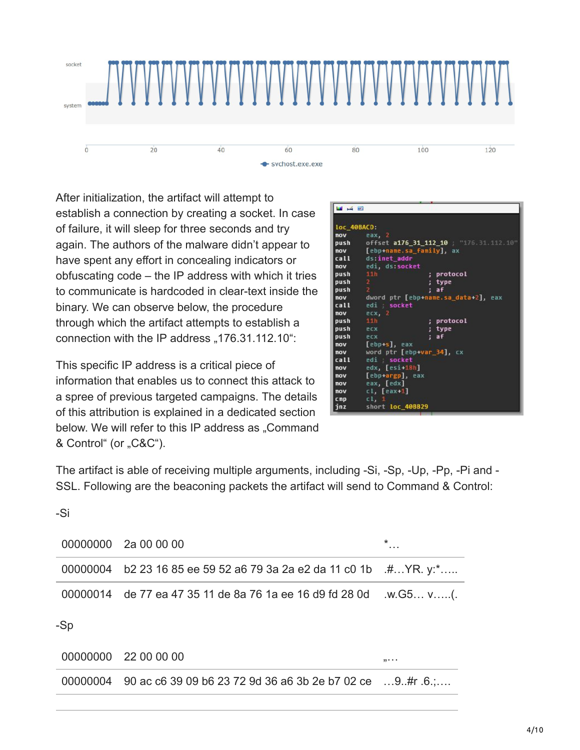After initialization, the artifact will attempt to establish a connection by creating a socket. In case of failure, it will sleep for three seconds and try again. The authors of the malware didn't appear to have spent any effort in concealing indicators or obfuscating code – the IP address with which it tries to communicate is hardcoded in clear-text inside the binary. We can observe below, the procedure through which the artifact attempts to establish a connection with the IP address „176.31.112.10":

This specific IP address is a critical piece of information that enables us to connect this attack to a spree of previous targeted campaigns. The details of this attribution is explained in a dedicated section below. We will refer to this IP address as „Command & Control" (or „C&C").

The artifact is able of receiving multiple arguments, including -Si, -Sp, -Up, -Pp, -Pi and -SSL. Following are the beaconing packets the artifact will send to Command & Control:

-Si

| | | |
|---|---|---|
| 00000000 | 2a 00 00 00 | *… |
| 00000004 | b2 23 16 85 ee 59 52 a6 79 3a 2a e2 da 11 c0 1b | .#…YR. y:*….. |
| 00000014 | de 77 ea 47 35 11 de 8a 76 1a ee 16 d9 fd 28 0d | .w.G5… v…..(. |

-Sp

| | | |
|---|---|---|
| 00000000 | 22 00 00 00 | „… |
| 00000004 | 90 ac c6 39 09 b6 23 72 9d 36 a6 3b 2e b7 02 ce | …9..#r .6.;…. |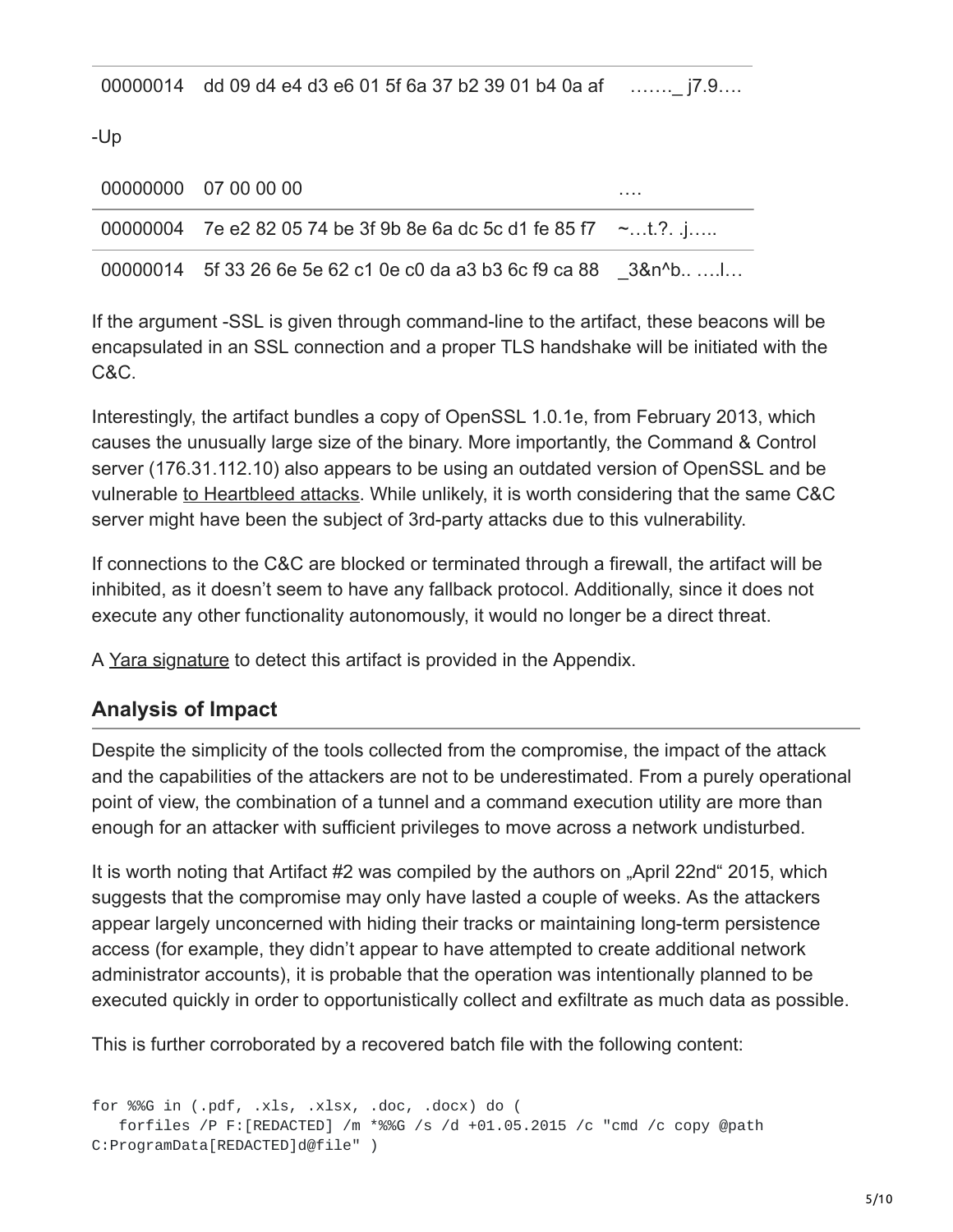| | | |
|---|---|---|
| 00000014 | dd 09 d4 e4 d3 e6 01 5f 6a 37 b2 39 01 b4 0a af | ……._ j7.9…. |

-Up

| | | |
|---|---|---|
| 00000000 | 07 00 00 00 | …. |
| 00000004 | 7e e2 82 05 74 be 3f 9b 8e 6a dc 5c d1 fe 85 f7 | ~…t.?. .j….. |
| 00000014 | 5f 33 26 6e 5e 62 c1 0e c0 da a3 b3 6c f9 ca 88 | _3&n^b.. ….l… |

If the argument -SSL is given through command-line to the artifact, these beacons will be encapsulated in an SSL connection and a proper TLS handshake will be initiated with the C&C.

Interestingly, the artifact bundles a copy of OpenSSL 1.0.1e, from February 2013, which causes the unusually large size of the binary. More importantly, the Command & Control server (176.31.112.10) also appears to be using an outdated version of OpenSSL and be vulnerable to Heartbleed attacks. While unlikely, it is worth considering that the same C&C server might have been the subject of 3rd-party attacks due to this vulnerability.

If connections to the C&C are blocked or terminated through a firewall, the artifact will be inhibited, as it doesn't seem to have any fallback protocol. Additionally, since it does not execute any other functionality autonomously, it would no longer be a direct threat.

A Yara signature to detect this artifact is provided in the Appendix.

## Analysis of Impact

Despite the simplicity of the tools collected from the compromise, the impact of the attack and the capabilities of the attackers are not to be underestimated. From a purely operational point of view, the combination of a tunnel and a command execution utility are more than enough for an attacker with sufficient privileges to move across a network undisturbed.

It is worth noting that Artifact #2 was compiled by the authors on „April 22nd" 2015, which suggests that the compromise may only have lasted a couple of weeks. As the attackers appear largely unconcerned with hiding their tracks or maintaining long-term persistence access (for example, they didn't appear to have attempted to create additional network administrator accounts), it is probable that the operation was intentionally planned to be executed quickly in order to opportunistically collect and exfiltrate as much data as possible.

This is further corroborated by a recovered batch file with the following content:

```
for %%G in (.pdf, .xls, .xlsx, .doc, .docx) do (
   forfiles /P F:[REDACTED] /m *%%G /s /d +01.05.2015 /c "cmd /c copy @path
C:ProgramData[REDACTED]d@file" )
```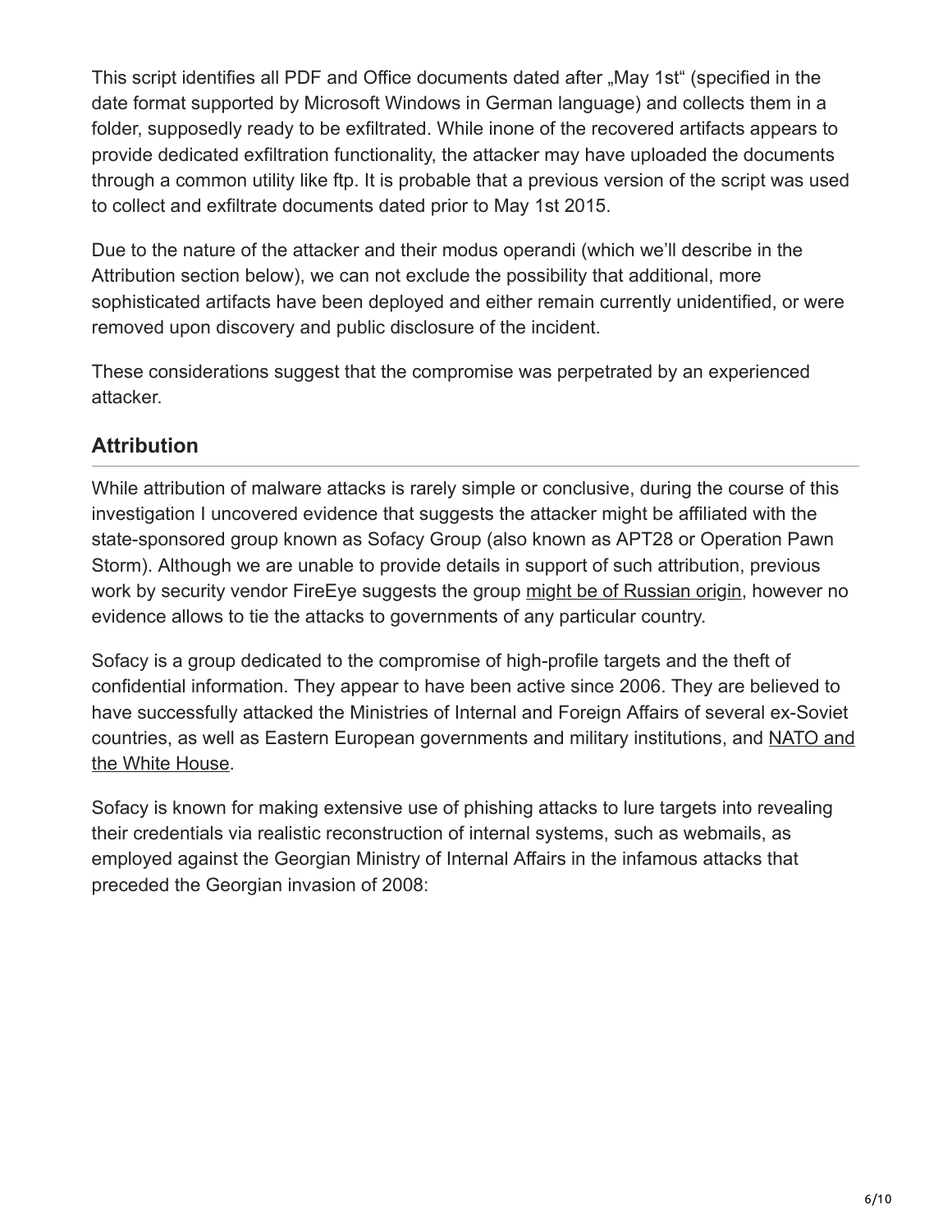This script identifies all PDF and Office documents dated after „May 1st" (specified in the date format supported by Microsoft Windows in German language) and collects them in a folder, supposedly ready to be exfiltrated. While inone of the recovered artifacts appears to provide dedicated exfiltration functionality, the attacker may have uploaded the documents through a common utility like ftp. It is probable that a previous version of the script was used to collect and exfiltrate documents dated prior to May 1st 2015.

Due to the nature of the attacker and their modus operandi (which we'll describe in the Attribution section below), we can not exclude the possibility that additional, more sophisticated artifacts have been deployed and either remain currently unidentified, or were removed upon discovery and public disclosure of the incident.

These considerations suggest that the compromise was perpetrated by an experienced attacker.

## Attribution

While attribution of malware attacks is rarely simple or conclusive, during the course of this investigation I uncovered evidence that suggests the attacker might be affiliated with the state-sponsored group known as Sofacy Group (also known as APT28 or Operation Pawn Storm). Although we are unable to provide details in support of such attribution, previous work by security vendor FireEye suggests the group might be of Russian origin, however no evidence allows to tie the attacks to governments of any particular country.

Sofacy is a group dedicated to the compromise of high-profile targets and the theft of confidential information. They appear to have been active since 2006. They are believed to have successfully attacked the Ministries of Internal and Foreign Affairs of several ex-Soviet countries, as well as Eastern European governments and military institutions, and NATO and the White House.

Sofacy is known for making extensive use of phishing attacks to lure targets into revealing their credentials via realistic reconstruction of internal systems, such as webmails, as employed against the Georgian Ministry of Internal Affairs in the infamous attacks that preceded the Georgian invasion of 2008: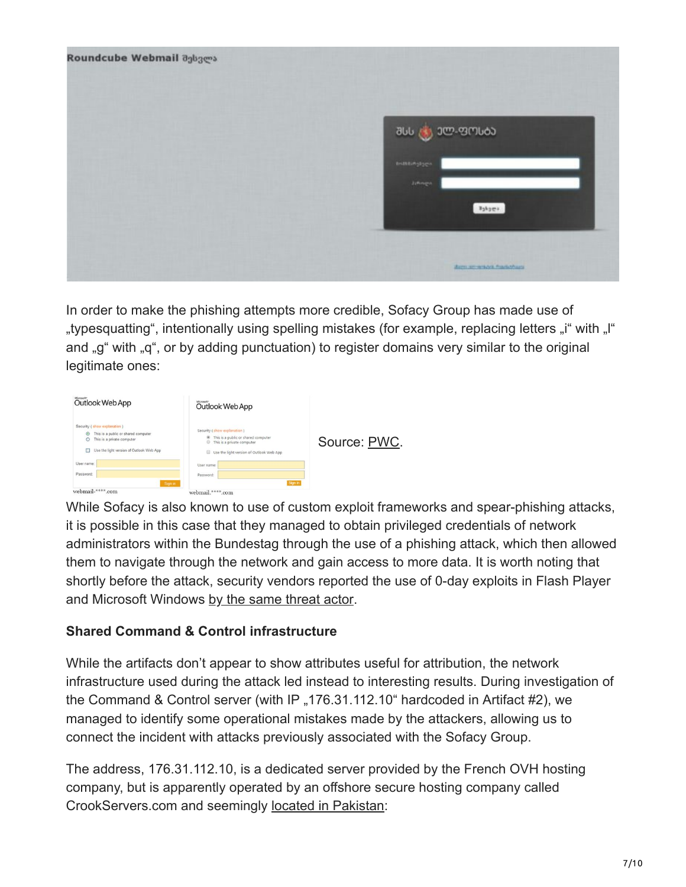In order to make the phishing attempts more credible, Sofacy Group has made use of „typesquatting", intentionally using spelling mistakes (for example, replacing letters „i" with „l" and „g" with „q", or by adding punctuation) to register domains very similar to the original legitimate ones:

webmail-****.com

webmail.****.com

Source: PWC.

While Sofacy is also known to use of custom exploit frameworks and spear-phishing attacks, it is possible in this case that they managed to obtain privileged credentials of network administrators within the Bundestag through the use of a phishing attack, which then allowed them to navigate through the network and gain access to more data. It is worth noting that shortly before the attack, security vendors reported the use of 0-day exploits in Flash Player and Microsoft Windows by the same threat actor.

**Shared Command & Control infrastructure**

While the artifacts don't appear to show attributes useful for attribution, the network infrastructure used during the attack led instead to interesting results. During investigation of the Command & Control server (with IP „176.31.112.10" hardcoded in Artifact #2), we managed to identify some operational mistakes made by the attackers, allowing us to connect the incident with attacks previously associated with the Sofacy Group.

The address, 176.31.112.10, is a dedicated server provided by the French OVH hosting company, but is apparently operated by an offshore secure hosting company called CrookServers.com and seemingly located in Pakistan: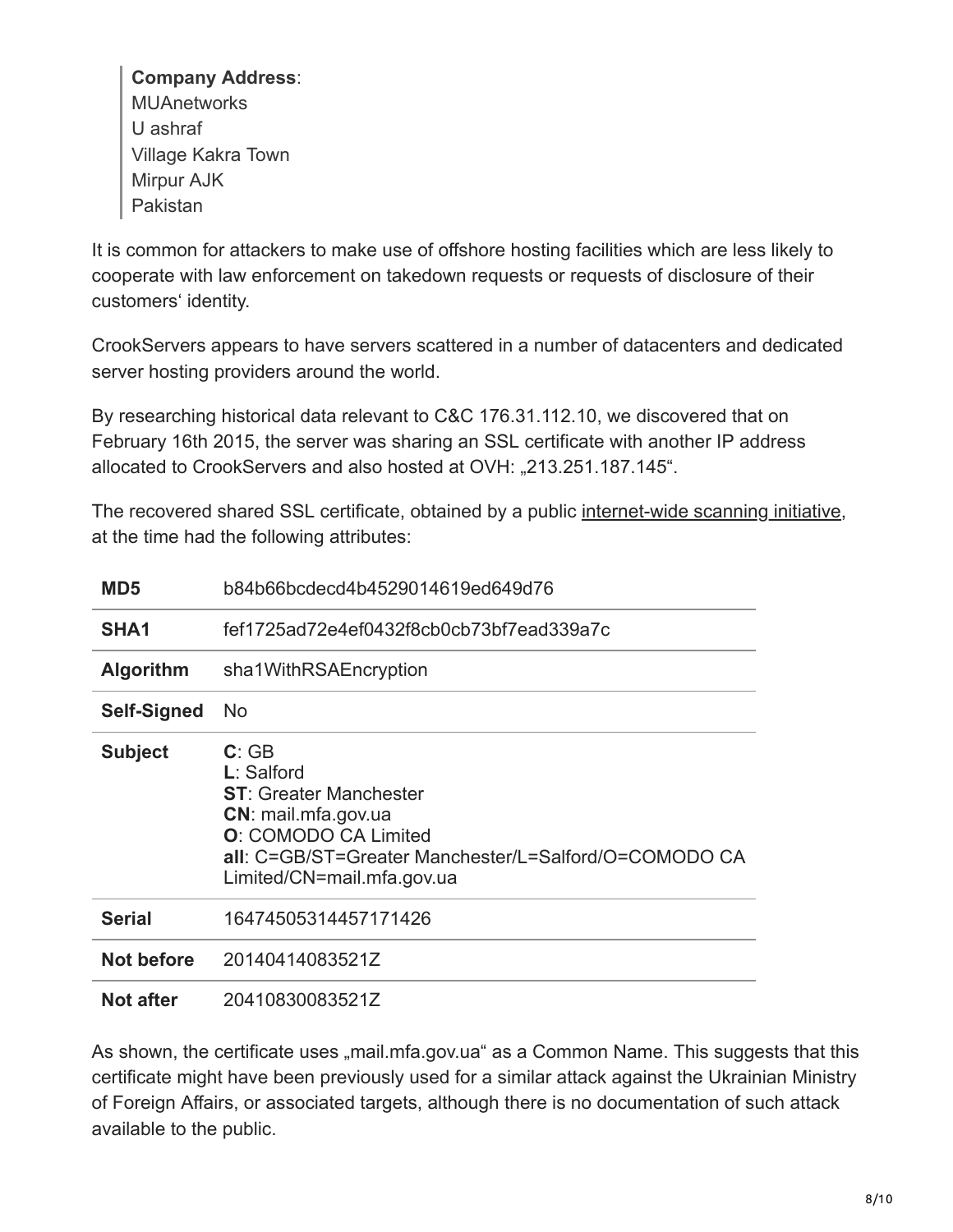> **Company Address**:
> MUAnetworks
> U ashraf
> Village Kakra Town
> Mirpur AJK
> Pakistan

It is common for attackers to make use of offshore hosting facilities which are less likely to cooperate with law enforcement on takedown requests or requests of disclosure of their customers' identity.

CrookServers appears to have servers scattered in a number of datacenters and dedicated server hosting providers around the world.

By researching historical data relevant to C&C 176.31.112.10, we discovered that on February 16th 2015, the server was sharing an SSL certificate with another IP address allocated to CrookServers and also hosted at OVH: „213.251.187.145".

The recovered shared SSL certificate, obtained by a public internet-wide scanning initiative, at the time had the following attributes:

| | |
|---|---|
| **MD5** | b84b66bcdecd4b4529014619ed649d76 |
| **SHA1** | fef1725ad72e4ef0432f8cb0cb73bf7ead339a7c |
| **Algorithm** | sha1WithRSAEncryption |
| **Self-Signed** | No |
| **Subject** | **C**: GB<br>**L**: Salford<br>**ST**: Greater Manchester<br>**CN**: mail.mfa.gov.ua<br>**O**: COMODO CA Limited<br>**all**: C=GB/ST=Greater Manchester/L=Salford/O=COMODO CA Limited/CN=mail.mfa.gov.ua |
| **Serial** | 16474505314457171426 |
| **Not before** | 20140414083521Z |
| **Not after** | 20410830083521Z |

As shown, the certificate uses „mail.mfa.gov.ua" as a Common Name. This suggests that this certificate might have been previously used for a similar attack against the Ukrainian Ministry of Foreign Affairs, or associated targets, although there is no documentation of such attack available to the public.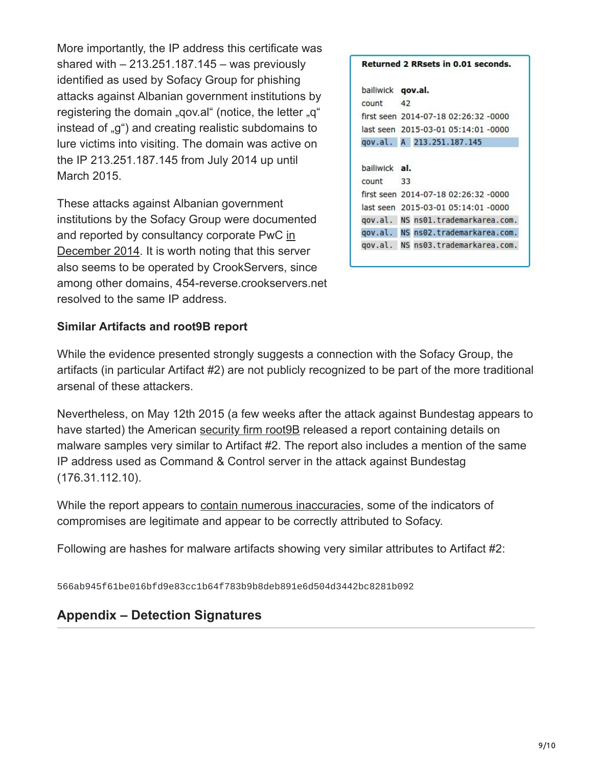More importantly, the IP address this certificate was shared with – 213.251.187.145 – was previously identified as used by Sofacy Group for phishing attacks against Albanian government institutions by registering the domain „qov.al" (notice, the letter „q" instead of „g") and creating realistic subdomains to lure victims into visiting. The domain was active on the IP 213.251.187.145 from July 2014 up until March 2015.

```
Returned 2 RRsets in 0.01 seconds.

bailiwick  qov.al.
count      42
first seen 2014-07-18 02:26:32 -0000
last seen  2015-03-01 05:14:01 -0000
qov.al.  A  213.251.187.145

bailiwick  al.
count      33
first seen 2014-07-18 02:26:32 -0000
last seen  2015-03-01 05:14:01 -0000
qov.al.  NS ns01.trademarkarea.com.
qov.al.  NS ns02.trademarkarea.com.
qov.al.  NS ns03.trademarkarea.com.
```

These attacks against Albanian government institutions by the Sofacy Group were documented and reported by consultancy corporate PwC in December 2014. It is worth noting that this server also seems to be operated by CrookServers, since among other domains, 454-reverse.crookservers.net resolved to the same IP address.

**Similar Artifacts and root9B report**

While the evidence presented strongly suggests a connection with the Sofacy Group, the artifacts (in particular Artifact #2) are not publicly recognized to be part of the more traditional arsenal of these attackers.

Nevertheless, on May 12th 2015 (a few weeks after the attack against Bundestag appears to have started) the American security firm root9B released a report containing details on malware samples very similar to Artifact #2. The report also includes a mention of the same IP address used as Command & Control server in the attack against Bundestag (176.31.112.10).

While the report appears to contain numerous inaccuracies, some of the indicators of compromises are legitimate and appear to be correctly attributed to Sofacy.

Following are hashes for malware artifacts showing very similar attributes to Artifact #2:

```
566ab945f61be016bfd9e83cc1b64f783b9b8deb891e6d504d3442bc8281b092
```

## Appendix – Detection Signatures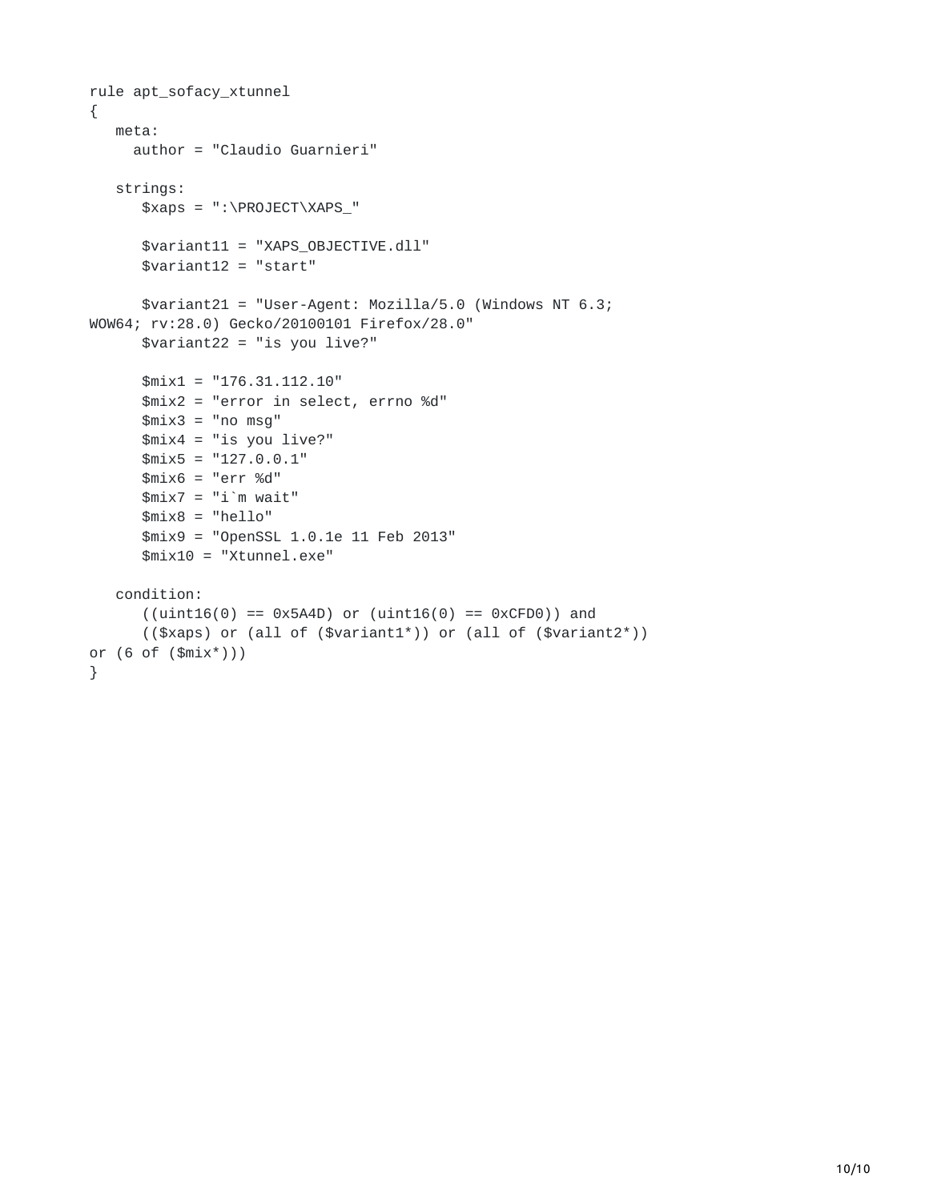```
rule apt_sofacy_xtunnel
{
   meta:
     author = "Claudio Guarnieri"

   strings:
      $xaps = ":\PROJECT\XAPS_"

      $variant11 = "XAPS_OBJECTIVE.dll"
      $variant12 = "start"

      $variant21 = "User-Agent: Mozilla/5.0 (Windows NT 6.3;
WOW64; rv:28.0) Gecko/20100101 Firefox/28.0"
      $variant22 = "is you live?"

      $mix1 = "176.31.112.10"
      $mix2 = "error in select, errno %d"
      $mix3 = "no msg"
      $mix4 = "is you live?"
      $mix5 = "127.0.0.1"
      $mix6 = "err %d"
      $mix7 = "i`m wait"
      $mix8 = "hello"
      $mix9 = "OpenSSL 1.0.1e 11 Feb 2013"
      $mix10 = "Xtunnel.exe"

   condition:
      ((uint16(0) == 0x5A4D) or (uint16(0) == 0xCFD0)) and
      (($xaps) or (all of ($variant1*)) or (all of ($variant2*))
or (6 of ($mix*)))
}
```